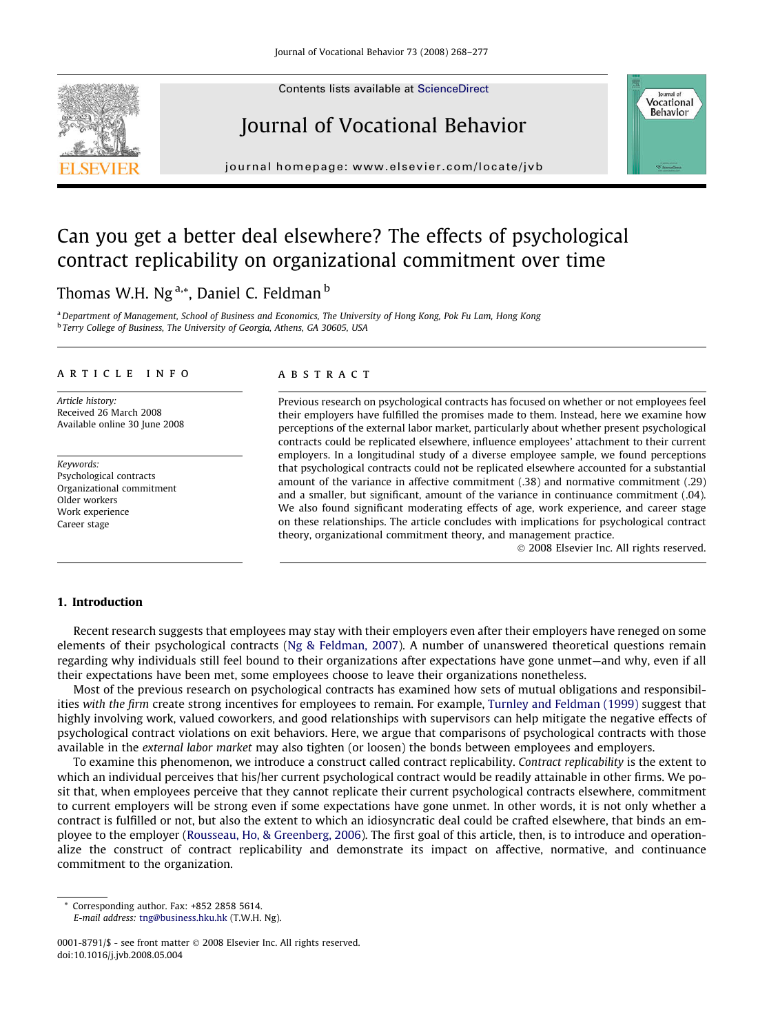# Can you get a better deal elsewhere? The effects of psychological contract replicability on organizational commitment over time

Thomas W.H. Ng [a,*], Daniel C. Feldman [b]

[a] Department of Management, School of Business and Economics, The University of Hong Kong, Pok Fu Lam, Hong Kong
[b] Terry College of Business, The University of Georgia, Athens, GA 30605, USA

## ARTICLE INFO

*Article history:*
Received 26 March 2008
Available online 30 June 2008

*Keywords:*
Psychological contracts
Organizational commitment
Older workers
Work experience
Career stage

## ABSTRACT

Previous research on psychological contracts has focused on whether or not employees feel their employers have fulfilled the promises made to them. Instead, here we examine how perceptions of the external labor market, particularly about whether present psychological contracts could be replicated elsewhere, influence employees' attachment to their current employers. In a longitudinal study of a diverse employee sample, we found perceptions that psychological contracts could not be replicated elsewhere accounted for a substantial amount of the variance in affective commitment (.38) and normative commitment (.29) and a smaller, but significant, amount of the variance in continuance commitment (.04). We also found significant moderating effects of age, work experience, and career stage on these relationships. The article concludes with implications for psychological contract theory, organizational commitment theory, and management practice.

© 2008 Elsevier Inc. All rights reserved.

## 1. Introduction

Recent research suggests that employees may stay with their employers even after their employers have reneged on some elements of their psychological contracts (Ng & Feldman, 2007). A number of unanswered theoretical questions remain regarding why individuals still feel bound to their organizations after expectations have gone unmet—and why, even if all their expectations have been met, some employees choose to leave their organizations nonetheless.

Most of the previous research on psychological contracts has examined how sets of mutual obligations and responsibilities *with the firm* create strong incentives for employees to remain. For example, Turnley and Feldman (1999) suggest that highly involving work, valued coworkers, and good relationships with supervisors can help mitigate the negative effects of psychological contract violations on exit behaviors. Here, we argue that comparisons of psychological contracts with those available in the *external labor market* may also tighten (or loosen) the bonds between employees and employers.

To examine this phenomenon, we introduce a construct called contract replicability. *Contract replicability* is the extent to which an individual perceives that his/her current psychological contract would be readily attainable in other firms. We posit that, when employees perceive that they cannot replicate their current psychological contracts elsewhere, commitment to current employers will be strong even if some expectations have gone unmet. In other words, it is not only whether a contract is fulfilled or not, but also the extent to which an idiosyncratic deal could be crafted elsewhere, that binds an employee to the employer (Rousseau, Ho, & Greenberg, 2006). The first goal of this article, then, is to introduce and operationalize the construct of contract replicability and demonstrate its impact on affective, normative, and continuance commitment to the organization.

\* Corresponding author. Fax: +852 2858 5614.
*E-mail address:* tng@business.hku.hk (T.W.H. Ng).

0001-8791/$ - see front matter © 2008 Elsevier Inc. All rights reserved.
doi:10.1016/j.jvb.2008.05.004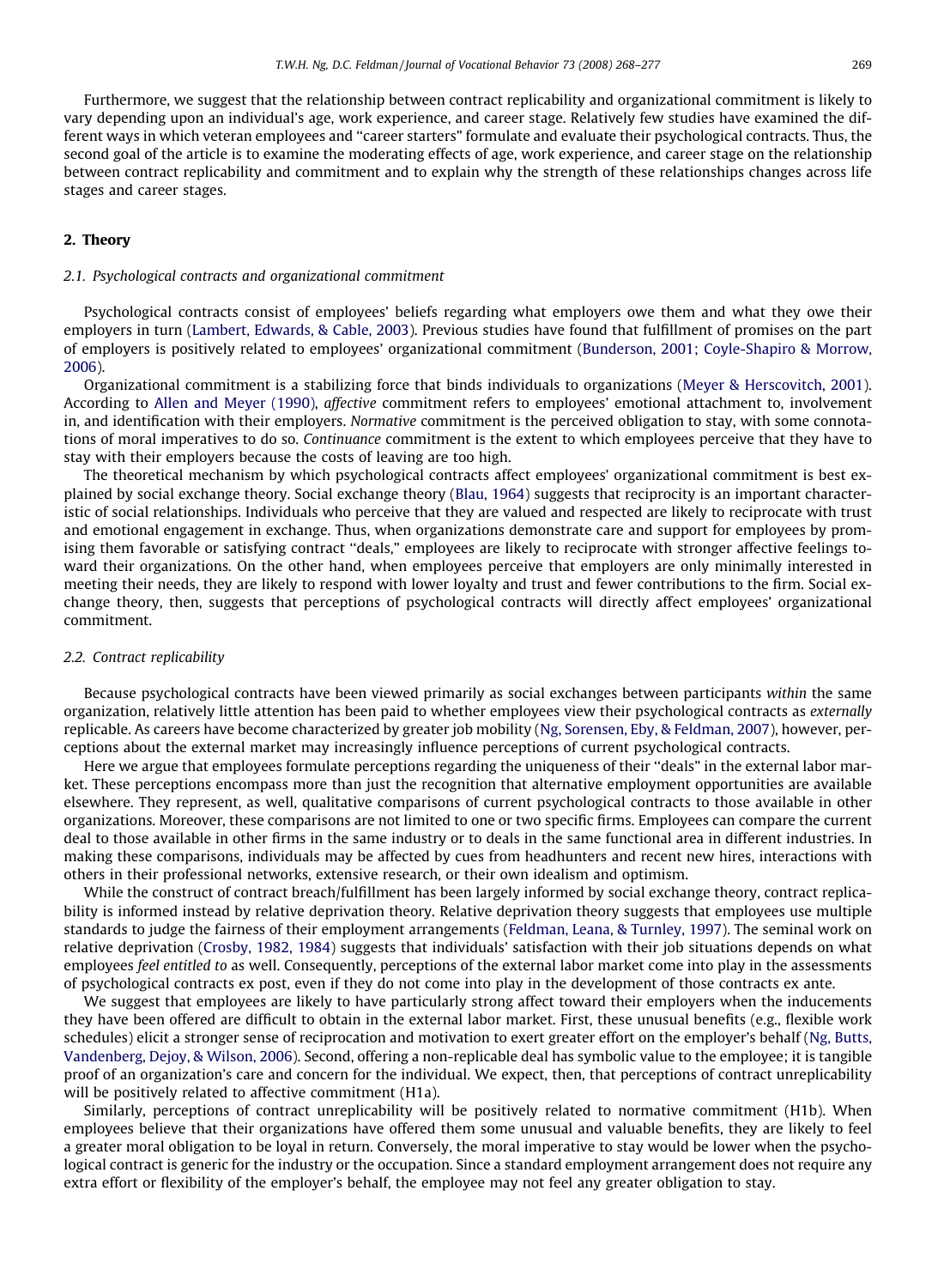Furthermore, we suggest that the relationship between contract replicability and organizational commitment is likely to vary depending upon an individual's age, work experience, and career stage. Relatively few studies have examined the different ways in which veteran employees and ''career starters'' formulate and evaluate their psychological contracts. Thus, the second goal of the article is to examine the moderating effects of age, work experience, and career stage on the relationship between contract replicability and commitment and to explain why the strength of these relationships changes across life stages and career stages.

## 2. Theory

### 2.1. Psychological contracts and organizational commitment

Psychological contracts consist of employees' beliefs regarding what employers owe them and what they owe their employers in turn (Lambert, Edwards, & Cable, 2003). Previous studies have found that fulfillment of promises on the part of employers is positively related to employees' organizational commitment (Bunderson, 2001; Coyle-Shapiro & Morrow, 2006).

Organizational commitment is a stabilizing force that binds individuals to organizations (Meyer & Herscovitch, 2001). According to Allen and Meyer (1990), *affective* commitment refers to employees' emotional attachment to, involvement in, and identification with their employers. *Normative* commitment is the perceived obligation to stay, with some connotations of moral imperatives to do so. *Continuance* commitment is the extent to which employees perceive that they have to stay with their employers because the costs of leaving are too high.

The theoretical mechanism by which psychological contracts affect employees' organizational commitment is best explained by social exchange theory. Social exchange theory (Blau, 1964) suggests that reciprocity is an important characteristic of social relationships. Individuals who perceive that they are valued and respected are likely to reciprocate with trust and emotional engagement in exchange. Thus, when organizations demonstrate care and support for employees by promising them favorable or satisfying contract ''deals,'' employees are likely to reciprocate with stronger affective feelings toward their organizations. On the other hand, when employees perceive that employers are only minimally interested in meeting their needs, they are likely to respond with lower loyalty and trust and fewer contributions to the firm. Social exchange theory, then, suggests that perceptions of psychological contracts will directly affect employees' organizational commitment.

### 2.2. Contract replicability

Because psychological contracts have been viewed primarily as social exchanges between participants *within* the same organization, relatively little attention has been paid to whether employees view their psychological contracts as *externally* replicable. As careers have become characterized by greater job mobility (Ng, Sorensen, Eby, & Feldman, 2007), however, perceptions about the external market may increasingly influence perceptions of current psychological contracts.

Here we argue that employees formulate perceptions regarding the uniqueness of their ''deals'' in the external labor market. These perceptions encompass more than just the recognition that alternative employment opportunities are available elsewhere. They represent, as well, qualitative comparisons of current psychological contracts to those available in other organizations. Moreover, these comparisons are not limited to one or two specific firms. Employees can compare the current deal to those available in other firms in the same industry or to deals in the same functional area in different industries. In making these comparisons, individuals may be affected by cues from headhunters and recent new hires, interactions with others in their professional networks, extensive research, or their own idealism and optimism.

While the construct of contract breach/fulfillment has been largely informed by social exchange theory, contract replicability is informed instead by relative deprivation theory. Relative deprivation theory suggests that employees use multiple standards to judge the fairness of their employment arrangements (Feldman, Leana, & Turnley, 1997). The seminal work on relative deprivation (Crosby, 1982, 1984) suggests that individuals' satisfaction with their job situations depends on what employees *feel entitled to* as well. Consequently, perceptions of the external labor market come into play in the assessments of psychological contracts ex post, even if they do not come into play in the development of those contracts ex ante.

We suggest that employees are likely to have particularly strong affect toward their employers when the inducements they have been offered are difficult to obtain in the external labor market. First, these unusual benefits (e.g., flexible work schedules) elicit a stronger sense of reciprocation and motivation to exert greater effort on the employer's behalf (Ng, Butts, Vandenberg, Dejoy, & Wilson, 2006). Second, offering a non-replicable deal has symbolic value to the employee; it is tangible proof of an organization's care and concern for the individual. We expect, then, that perceptions of contract unreplicability will be positively related to affective commitment (H1a).

Similarly, perceptions of contract unreplicability will be positively related to normative commitment (H1b). When employees believe that their organizations have offered them some unusual and valuable benefits, they are likely to feel a greater moral obligation to be loyal in return. Conversely, the moral imperative to stay would be lower when the psychological contract is generic for the industry or the occupation. Since a standard employment arrangement does not require any extra effort or flexibility of the employer's behalf, the employee may not feel any greater obligation to stay.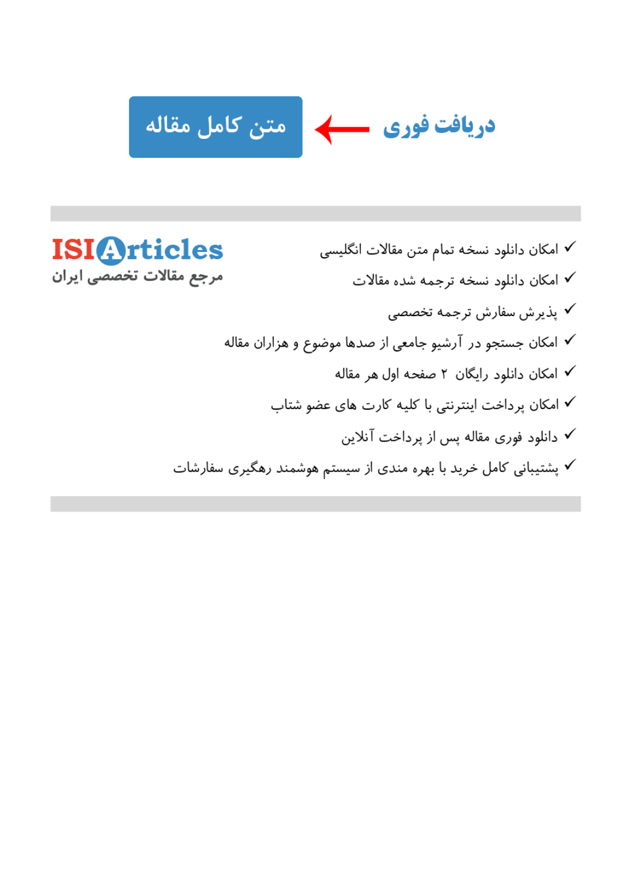دریافت فوری ← **متن کامل مقاله**

**ISIArticles**
مرجع مقالات تخصصی ایران

- ✓ امکان دانلود نسخه تمام متن مقالات انگلیسی
- ✓ امکان دانلود نسخه ترجمه شده مقالات
- ✓ پذیرش سفارش ترجمه تخصصی
- ✓ امکان جستجو در آرشیو جامعی از صدها موضوع و هزاران مقاله
- ✓ امکان دانلود رایگان ۲ صفحه اول هر مقاله
- ✓ امکان پرداخت اینترنتی با کلیه کارت های عضو شتاب
- ✓ دانلود فوری مقاله پس از پرداخت آنلاین
- ✓ پشتیبانی کامل خرید با بهره مندی از سیستم هوشمند رهگیری سفارشات